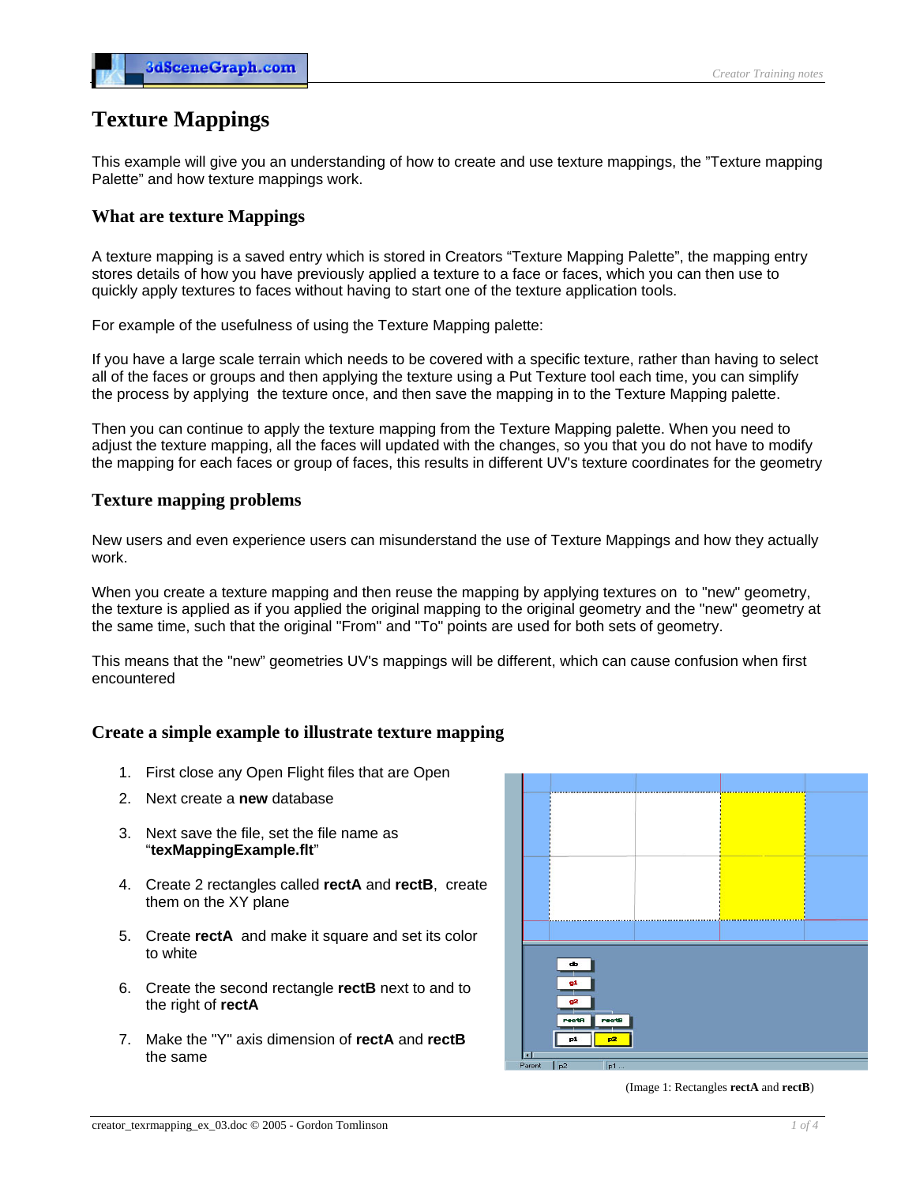# Texture Mappings

This example will give you an understanding of how to create and use texture mappings, the "Texture mapping Palette" and how texture mappings work.

## What are texture Mappings

A texture mapping is a saved entry which is stored in Creators "Texture Mapping Palette", the mapping entry stores details of how you have previously applied a texture to a face or faces, which you can then use to quickly apply textures to faces without having to start one of the texture application tools.

For example of the usefulness of using the Texture Mapping palette:

If you have a large scale terrain which needs to be covered with a specific texture, rather than having to select all of the faces or groups and then applying the texture using a Put Texture tool each time, you can simplify the process by applying the texture once, and then save the mapping in to the Texture Mapping palette.

Then you can continue to apply the texture mapping from the Texture Mapping palette. When you need to adjust the texture mapping, all the faces will updated with the changes, so you that you do not have to modify the mapping for each faces or group of faces, this results in different UV's texture coordinates for the geometry

## Texture mapping problems

New users and even experience users can misunderstand the use of Texture Mappings and how they actually work.

When you create a texture mapping and then reuse the mapping by applying textures on to "new" geometry, the texture is applied as if you applied the original mapping to the original geometry and the "new" geometry at the same time, such that the original "From" and "To" points are used for both sets of geometry.

This means that the "new" geometries UV's mappings will be different, which can cause confusion when first encountered

## Create a simple example to illustrate texture mapping

1. First close any Open Flight files that are Open
2. Next create a **new** database
3. Next save the file, set the file name as "**texMappingExample.flt**"
4. Create 2 rectangles called **rectA** and **rectB**, create them on the XY plane
5. Create **rectA** and make it square and set its color to white
6. Create the second rectangle **rectB** next to and to the right of **rectA**
7. Make the "Y" axis dimension of **rectA** and **rectB** the same

(Image 1: Rectangles **rectA** and **rectB**)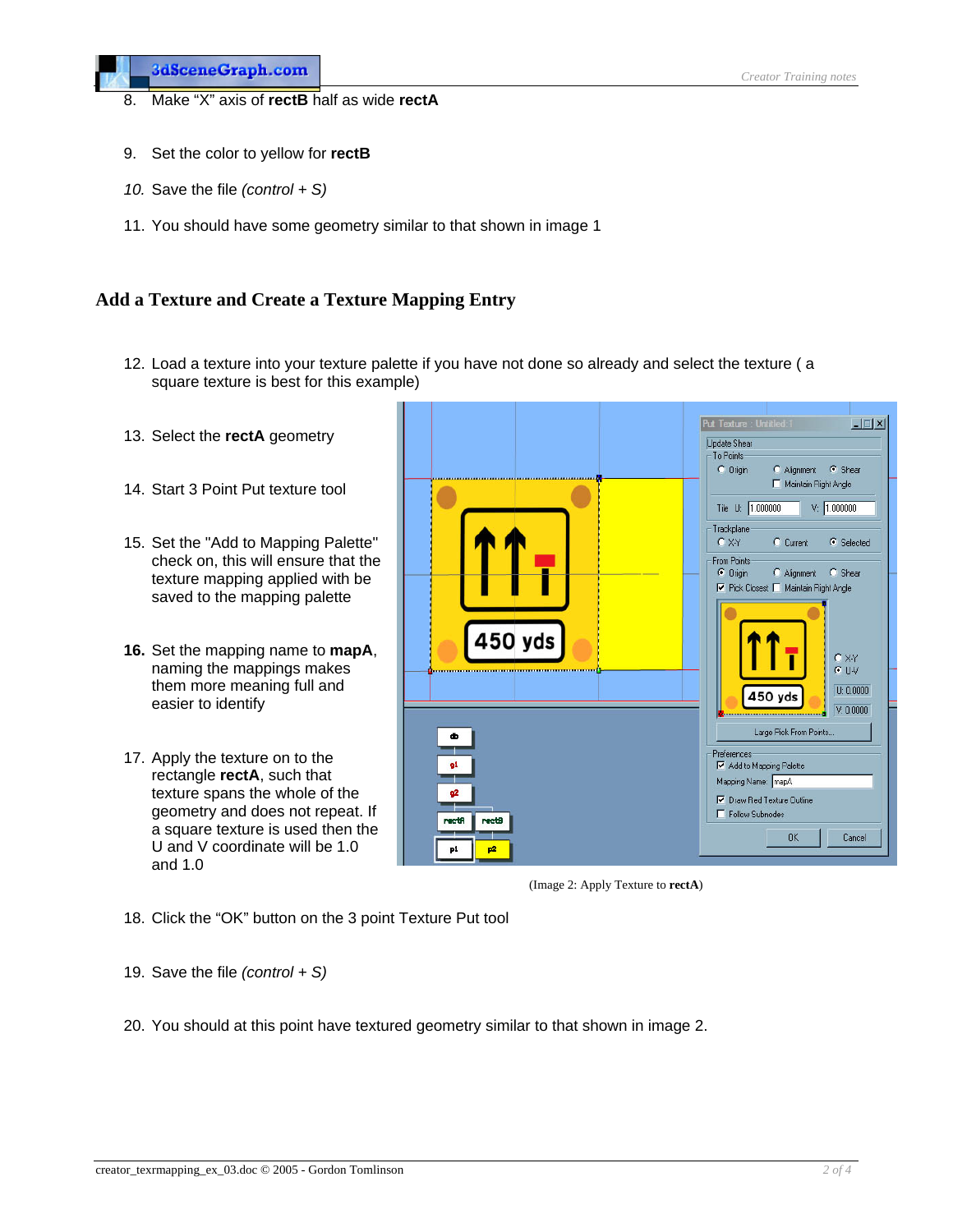8. Make "X" axis of **rectB** half as wide **rectA**

9. Set the color to yellow for **rectB**

10. Save the file *(control + S)*

11. You should have some geometry similar to that shown in image 1

## Add a Texture and Create a Texture Mapping Entry

12. Load a texture into your texture palette if you have not done so already and select the texture ( a square texture is best for this example)

13. Select the **rectA** geometry

14. Start 3 Point Put texture tool

15. Set the "Add to Mapping Palette" check on, this will ensure that the texture mapping applied with be saved to the mapping palette

16. Set the mapping name to **mapA**, naming the mappings makes them more meaning full and easier to identify

17. Apply the texture on to the rectangle **rectA**, such that texture spans the whole of the geometry and does not repeat. If a square texture is used then the U and V coordinate will be 1.0 and 1.0

(Image 2: Apply Texture to **rectA**)

18. Click the "OK" button on the 3 point Texture Put tool

19. Save the file *(control + S)*

20. You should at this point have textured geometry similar to that shown in image 2.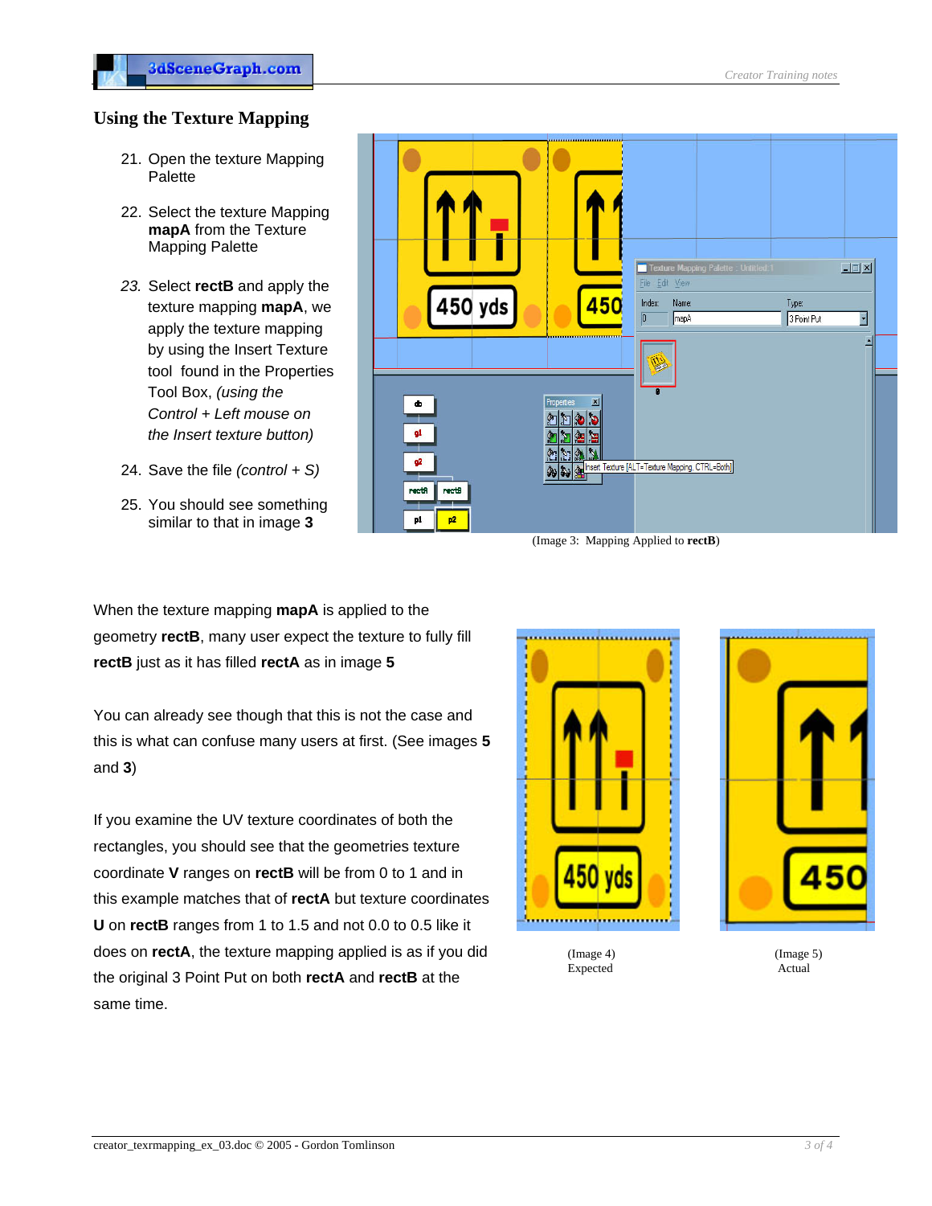## Using the Texture Mapping

21. Open the texture Mapping Palette
22. Select the texture Mapping **mapA** from the Texture Mapping Palette
23. Select **rectB** and apply the texture mapping **mapA**, we apply the texture mapping by using the Insert Texture tool found in the Properties Tool Box, *(using the Control + Left mouse on the Insert texture button)*
24. Save the file *(control + S)*
25. You should see something similar to that in image **3**

(Image 3: Mapping Applied to **rectB**)

When the texture mapping **mapA** is applied to the geometry **rectB**, many user expect the texture to fully fill **rectB** just as it has filled **rectA** as in image **5**

You can already see though that this is not the case and this is what can confuse many users at first. (See images **5** and **3**)

If you examine the UV texture coordinates of both the rectangles, you should see that the geometries texture coordinate **V** ranges on **rectB** will be from 0 to 1 and in this example matches that of **rectA** but texture coordinates **U** on **rectB** ranges from 1 to 1.5 and not 0.0 to 0.5 like it does on **rectA**, the texture mapping applied is as if you did the original 3 Point Put on both **rectA** and **rectB** at the same time.

(Image 4)
Expected

(Image 5)
Actual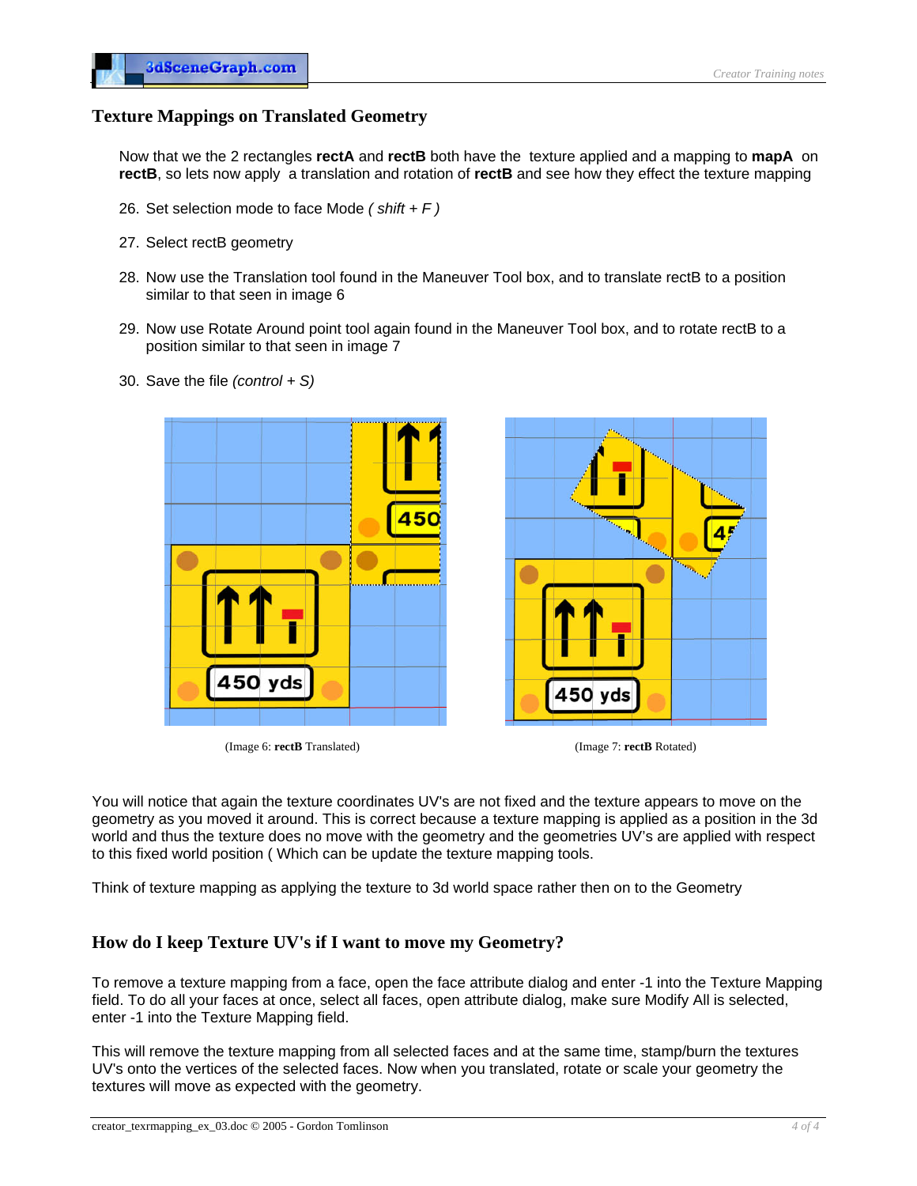## Texture Mappings on Translated Geometry

Now that we the 2 rectangles **rectA** and **rectB** both have the texture applied and a mapping to **mapA** on **rectB**, so lets now apply a translation and rotation of **rectB** and see how they effect the texture mapping

26. Set selection mode to face Mode *( shift + F )*
27. Select rectB geometry
28. Now use the Translation tool found in the Maneuver Tool box, and to translate rectB to a position similar to that seen in image 6
29. Now use Rotate Around point tool again found in the Maneuver Tool box, and to rotate rectB to a position similar to that seen in image 7
30. Save the file *(control + S)*

(Image 6: **rectB** Translated)

(Image 7: **rectB** Rotated)

You will notice that again the texture coordinates UV's are not fixed and the texture appears to move on the geometry as you moved it around. This is correct because a texture mapping is applied as a position in the 3d world and thus the texture does no move with the geometry and the geometries UV's are applied with respect to this fixed world position ( Which can be update the texture mapping tools.

Think of texture mapping as applying the texture to 3d world space rather then on to the Geometry

## How do I keep Texture UV's if I want to move my Geometry?

To remove a texture mapping from a face, open the face attribute dialog and enter -1 into the Texture Mapping field. To do all your faces at once, select all faces, open attribute dialog, make sure Modify All is selected, enter -1 into the Texture Mapping field.

This will remove the texture mapping from all selected faces and at the same time, stamp/burn the textures UV's onto the vertices of the selected faces. Now when you translated, rotate or scale your geometry the textures will move as expected with the geometry.